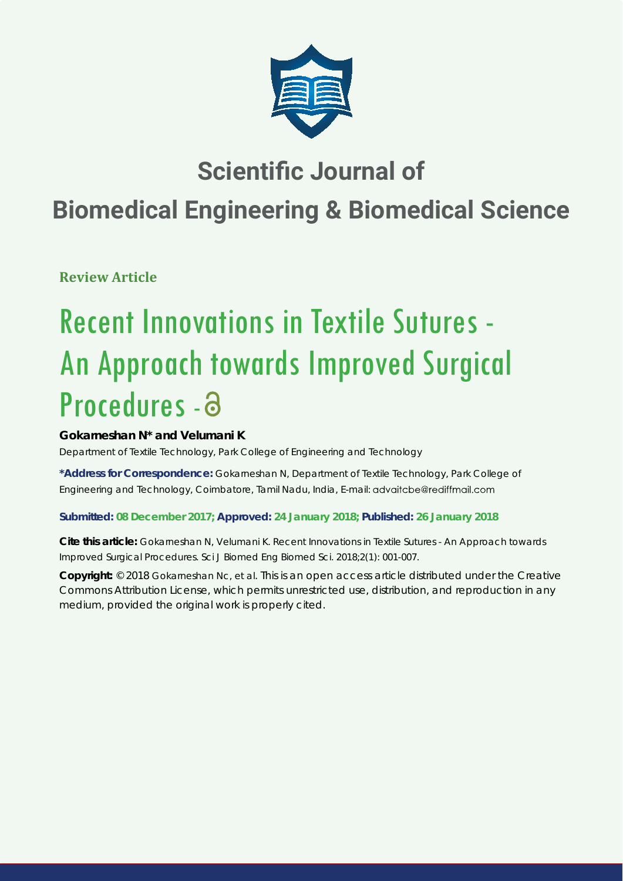# Scientific Journal of

# Biomedical Engineering & Biomedical Science

**Review Article**

# Recent Innovations in Textile Sutures - An Approach towards Improved Surgical Procedures - 

**Gokarneshan N* and Velumani K**

Department of Textile Technology, Park College of Engineering and Technology

***Address for Correspondence:** Gokarneshan N, Department of Textile Technology, Park College of Engineering and Technology, Coimbatore, Tamil Nadu, India, E-mail: advaitcbe@rediffmail.com

**Submitted: 08 December 2017; Approved: 24 January 2018; Published: 26 January 2018**

**Cite this article:** Gokarneshan N, Velumani K. Recent Innovations in Textile Sutures - An Approach towards Improved Surgical Procedures. Sci J Biomed Eng Biomed Sci. 2018;2(1): 001-007.

**Copyright:** © 2018 Gokarneshan Nc, et al. This is an open access article distributed under the Creative Commons Attribution License, which permits unrestricted use, distribution, and reproduction in any medium, provided the original work is properly cited.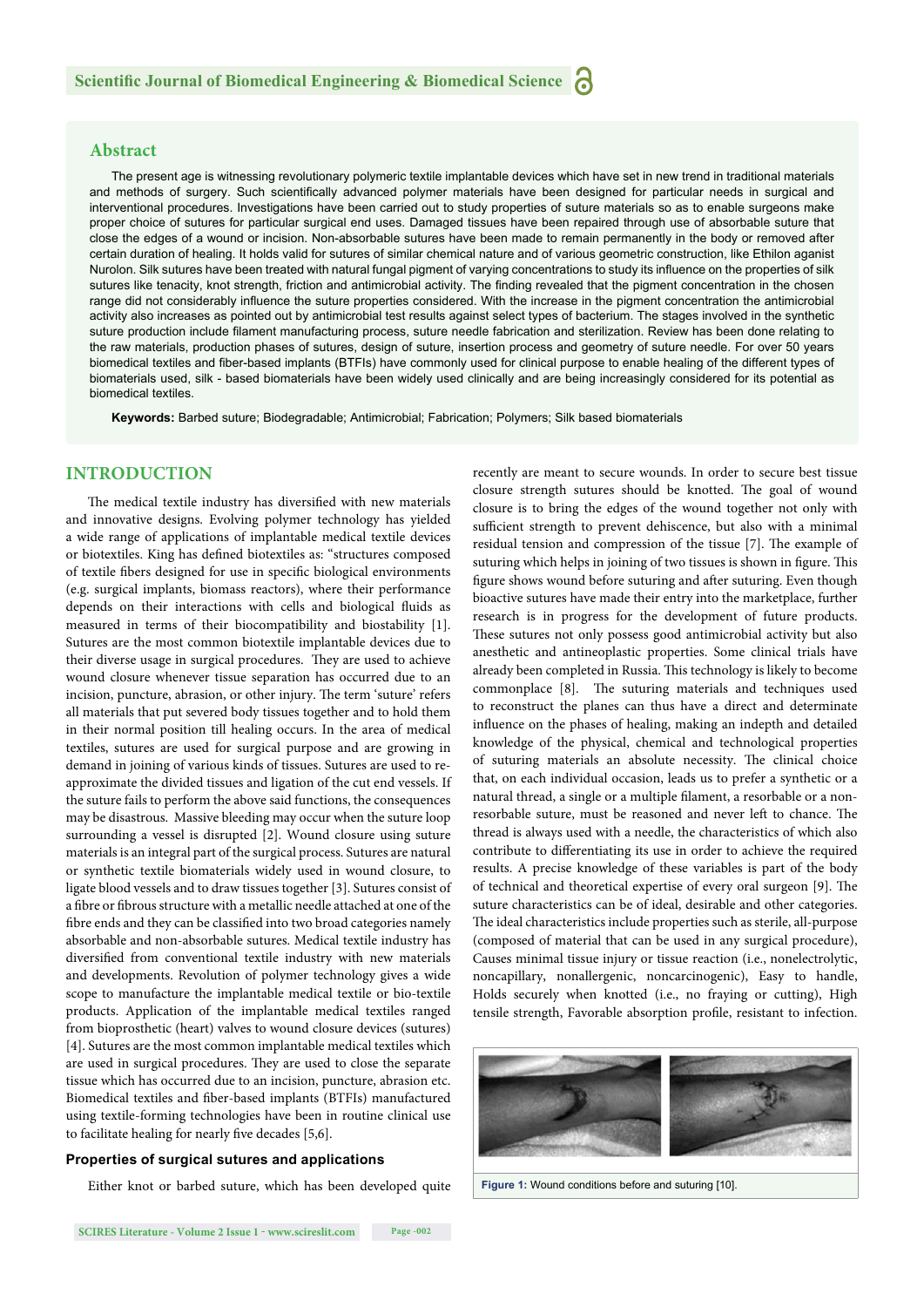## Abstract

The present age is witnessing revolutionary polymeric textile implantable devices which have set in new trend in traditional materials and methods of surgery. Such scientifically advanced polymer materials have been designed for particular needs in surgical and interventional procedures. Investigations have been carried out to study properties of suture materials so as to enable surgeons make proper choice of sutures for particular surgical end uses. Damaged tissues have been repaired through use of absorbable suture that close the edges of a wound or incision. Non-absorbable sutures have been made to remain permanently in the body or removed after certain duration of healing. It holds valid for sutures of similar chemical nature and of various geometric construction, like Ethilon aganist Nurolon. Silk sutures have been treated with natural fungal pigment of varying concentrations to study its influence on the properties of silk sutures like tenacity, knot strength, friction and antimicrobial activity. The finding revealed that the pigment concentration in the chosen range did not considerably influence the suture properties considered. With the increase in the pigment concentration the antimicrobial activity also increases as pointed out by antimicrobial test results against select types of bacterium. The stages involved in the synthetic suture production include filament manufacturing process, suture needle fabrication and sterilization. Review has been done relating to the raw materials, production phases of sutures, design of suture, insertion process and geometry of suture needle. For over 50 years biomedical textiles and fiber-based implants (BTFIs) have commonly used for clinical purpose to enable healing of the different types of biomaterials used, silk - based biomaterials have been widely used clinically and are being increasingly considered for its potential as biomedical textiles.

**Keywords:** Barbed suture; Biodegradable; Antimicrobial; Fabrication; Polymers; Silk based biomaterials

## INTRODUCTION

The medical textile industry has diversified with new materials and innovative designs. Evolving polymer technology has yielded a wide range of applications of implantable medical textile devices or biotextiles. King has defined biotextiles as: "structures composed of textile fibers designed for use in specific biological environments (e.g. surgical implants, biomass reactors), where their performance depends on their interactions with cells and biological fluids as measured in terms of their biocompatibility and biostability [1]. Sutures are the most common biotextile implantable devices due to their diverse usage in surgical procedures. They are used to achieve wound closure whenever tissue separation has occurred due to an incision, puncture, abrasion, or other injury. The term 'suture' refers all materials that put severed body tissues together and to hold them in their normal position till healing occurs. In the area of medical textiles, sutures are used for surgical purpose and are growing in demand in joining of various kinds of tissues. Sutures are used to re-approximate the divided tissues and ligation of the cut end vessels. If the suture fails to perform the above said functions, the consequences may be disastrous. Massive bleeding may occur when the suture loop surrounding a vessel is disrupted [2]. Wound closure using suture materials is an integral part of the surgical process. Sutures are natural or synthetic textile biomaterials widely used in wound closure, to ligate blood vessels and to draw tissues together [3]. Sutures consist of a fibre or fibrous structure with a metallic needle attached at one of the fibre ends and they can be classified into two broad categories namely absorbable and non-absorbable sutures. Medical textile industry has diversified from conventional textile industry with new materials and developments. Revolution of polymer technology gives a wide scope to manufacture the implantable medical textile or bio-textile products. Application of the implantable medical textiles ranged from bioprosthetic (heart) valves to wound closure devices (sutures) [4]. Sutures are the most common implantable medical textiles which are used in surgical procedures. They are used to close the separate tissue which has occurred due to an incision, puncture, abrasion etc. Biomedical textiles and fiber-based implants (BTFIs) manufactured using textile-forming technologies have been in routine clinical use to facilitate healing for nearly five decades [5,6].

### Properties of surgical sutures and applications

Either knot or barbed suture, which has been developed quite recently are meant to secure wounds. In order to secure best tissue closure strength sutures should be knotted. The goal of wound closure is to bring the edges of the wound together not only with sufficient strength to prevent dehiscence, but also with a minimal residual tension and compression of the tissue [7]. The example of suturing which helps in joining of two tissues is shown in figure. This figure shows wound before suturing and after suturing. Even though bioactive sutures have made their entry into the marketplace, further research is in progress for the development of future products. These sutures not only possess good antimicrobial activity but also anesthetic and antineoplastic properties. Some clinical trials have already been completed in Russia. This technology is likely to become commonplace [8]. The suturing materials and techniques used to reconstruct the planes can thus have a direct and determinate influence on the phases of healing, making an indepth and detailed knowledge of the physical, chemical and technological properties of suturing materials an absolute necessity. The clinical choice that, on each individual occasion, leads us to prefer a synthetic or a natural thread, a single or a multiple filament, a resorbable or a non-resorbable suture, must be reasoned and never left to chance. The thread is always used with a needle, the characteristics of which also contribute to differentiating its use in order to achieve the required results. A precise knowledge of these variables is part of the body of technical and theoretical expertise of every oral surgeon [9]. The suture characteristics can be of ideal, desirable and other categories. The ideal characteristics include properties such as sterile, all-purpose (composed of material that can be used in any surgical procedure), Causes minimal tissue injury or tissue reaction (i.e., nonelectrolytic, noncapillary, nonallergenic, noncarcinogenic), Easy to handle, Holds securely when knotted (i.e., no fraying or cutting), High tensile strength, Favorable absorption profile, resistant to infection.

**Figure 1:** Wound conditions before and suturing [10].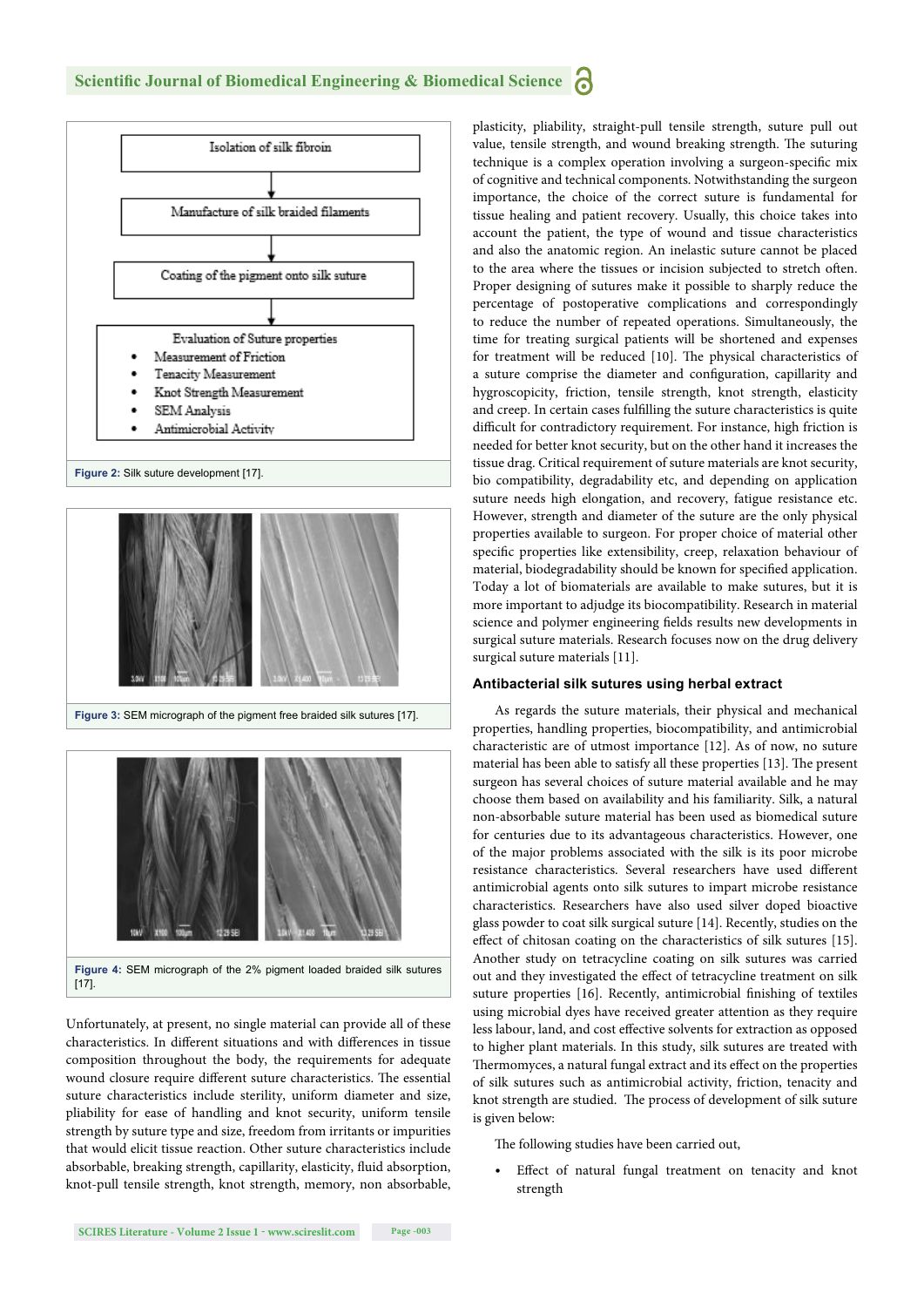Isolation of silk fibroin

Manufacture of silk braided filaments

Coating of the pigment onto silk suture

Evaluation of Suture properties

- Measurement of Friction
- Tenacity Measurement
- Knot Strength Measurement
- SEM Analysis
- Antimicrobial Activity

**Figure 2:** Silk suture development [17].

**Figure 3:** SEM micrograph of the pigment free braided silk sutures [17].

**Figure 4:** SEM micrograph of the 2% pigment loaded braided silk sutures [17].

Unfortunately, at present, no single material can provide all of these characteristics. In different situations and with differences in tissue composition throughout the body, the requirements for adequate wound closure require different suture characteristics. The essential suture characteristics include sterility, uniform diameter and size, pliability for ease of handling and knot security, uniform tensile strength by suture type and size, freedom from irritants or impurities that would elicit tissue reaction. Other suture characteristics include absorbable, breaking strength, capillarity, elasticity, fluid absorption, knot-pull tensile strength, knot strength, memory, non absorbable, plasticity, pliability, straight-pull tensile strength, suture pull out value, tensile strength, and wound breaking strength. The suturing technique is a complex operation involving a surgeon-specific mix of cognitive and technical components. Notwithstanding the surgeon importance, the choice of the correct suture is fundamental for tissue healing and patient recovery. Usually, this choice takes into account the patient, the type of wound and tissue characteristics and also the anatomic region. An inelastic suture cannot be placed to the area where the tissues or incision subjected to stretch often. Proper designing of sutures make it possible to sharply reduce the percentage of postoperative complications and correspondingly to reduce the number of repeated operations. Simultaneously, the time for treating surgical patients will be shortened and expenses for treatment will be reduced [10]. The physical characteristics of a suture comprise the diameter and configuration, capillarity and hygroscopicity, friction, tensile strength, knot strength, elasticity and creep. In certain cases fulfilling the suture characteristics is quite difficult for contradictory requirement. For instance, high friction is needed for better knot security, but on the other hand it increases the tissue drag. Critical requirement of suture materials are knot security, bio compatibility, degradability etc, and depending on application suture needs high elongation, and recovery, fatigue resistance etc. However, strength and diameter of the suture are the only physical properties available to surgeon. For proper choice of material other specific properties like extensibility, creep, relaxation behaviour of material, biodegradability should be known for specified application. Today a lot of biomaterials are available to make sutures, but it is more important to adjudge its biocompatibility. Research in material science and polymer engineering fields results new developments in surgical suture materials. Research focuses now on the drug delivery surgical suture materials [11].

## Antibacterial silk sutures using herbal extract

As regards the suture materials, their physical and mechanical properties, handling properties, biocompatibility, and antimicrobial characteristic are of utmost importance [12]. As of now, no suture material has been able to satisfy all these properties [13]. The present surgeon has several choices of suture material available and he may choose them based on availability and his familiarity. Silk, a natural non-absorbable suture material has been used as biomedical suture for centuries due to its advantageous characteristics. However, one of the major problems associated with the silk is its poor microbe resistance characteristics. Several researchers have used different antimicrobial agents onto silk sutures to impart microbe resistance characteristics. Researchers have also used silver doped bioactive glass powder to coat silk surgical suture [14]. Recently, studies on the effect of chitosan coating on the characteristics of silk sutures [15]. Another study on tetracycline coating on silk sutures was carried out and they investigated the effect of tetracycline treatment on silk suture properties [16]. Recently, antimicrobial finishing of textiles using microbial dyes have received greater attention as they require less labour, land, and cost effective solvents for extraction as opposed to higher plant materials. In this study, silk sutures are treated with Thermomyces, a natural fungal extract and its effect on the properties of silk sutures such as antimicrobial activity, friction, tenacity and knot strength are studied. The process of development of silk suture is given below:

The following studies have been carried out,

- Effect of natural fungal treatment on tenacity and knot strength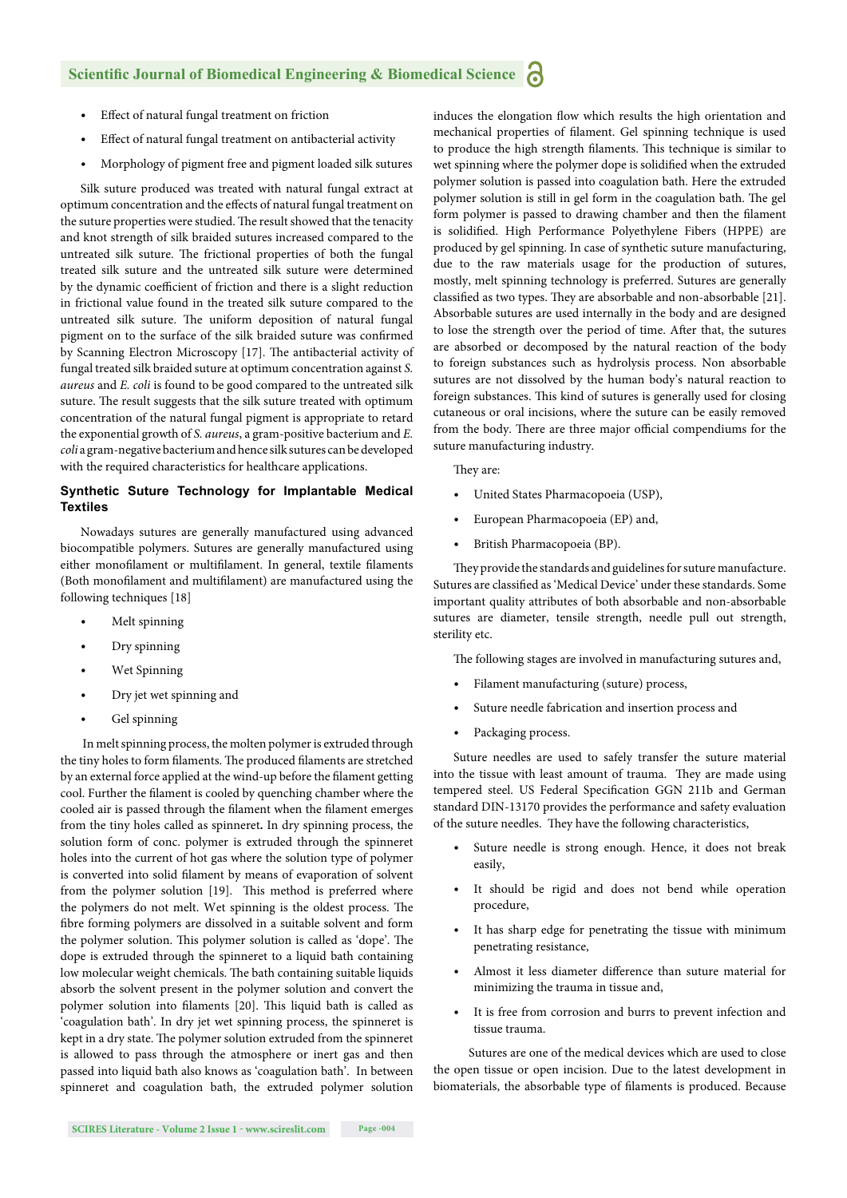- Effect of natural fungal treatment on friction
- Effect of natural fungal treatment on antibacterial activity
- Morphology of pigment free and pigment loaded silk sutures

Silk suture produced was treated with natural fungal extract at optimum concentration and the effects of natural fungal treatment on the suture properties were studied. The result showed that the tenacity and knot strength of silk braided sutures increased compared to the untreated silk suture. The frictional properties of both the fungal treated silk suture and the untreated silk suture were determined by the dynamic coefficient of friction and there is a slight reduction in frictional value found in the treated silk suture compared to the untreated silk suture. The uniform deposition of natural fungal pigment on to the surface of the silk braided suture was confirmed by Scanning Electron Microscopy [17]. The antibacterial activity of fungal treated silk braided suture at optimum concentration against *S. aureus* and *E. coli* is found to be good compared to the untreated silk suture. The result suggests that the silk suture treated with optimum concentration of the natural fungal pigment is appropriate to retard the exponential growth of *S. aureus*, a gram-positive bacterium and *E. coli* a gram-negative bacterium and hence silk sutures can be developed with the required characteristics for healthcare applications.

## Synthetic Suture Technology for Implantable Medical Textiles

Nowadays sutures are generally manufactured using advanced biocompatible polymers. Sutures are generally manufactured using either monofilament or multifilament. In general, textile filaments (Both monofilament and multifilament) are manufactured using the following techniques [18]

- Melt spinning
- Dry spinning
- Wet Spinning
- Dry jet wet spinning and
- Gel spinning

In melt spinning process, the molten polymer is extruded through the tiny holes to form filaments. The produced filaments are stretched by an external force applied at the wind-up before the filament getting cool. Further the filament is cooled by quenching chamber where the cooled air is passed through the filament when the filament emerges from the tiny holes called as spinneret**.** In dry spinning process, the solution form of conc. polymer is extruded through the spinneret holes into the current of hot gas where the solution type of polymer is converted into solid filament by means of evaporation of solvent from the polymer solution [19]. This method is preferred where the polymers do not melt. Wet spinning is the oldest process. The fibre forming polymers are dissolved in a suitable solvent and form the polymer solution. This polymer solution is called as 'dope'. The dope is extruded through the spinneret to a liquid bath containing low molecular weight chemicals. The bath containing suitable liquids absorb the solvent present in the polymer solution and convert the polymer solution into filaments [20]. This liquid bath is called as 'coagulation bath'. In dry jet wet spinning process, the spinneret is kept in a dry state. The polymer solution extruded from the spinneret is allowed to pass through the atmosphere or inert gas and then passed into liquid bath also knows as 'coagulation bath'. In between spinneret and coagulation bath, the extruded polymer solution induces the elongation flow which results the high orientation and mechanical properties of filament. Gel spinning technique is used to produce the high strength filaments. This technique is similar to wet spinning where the polymer dope is solidified when the extruded polymer solution is passed into coagulation bath. Here the extruded polymer solution is still in gel form in the coagulation bath. The gel form polymer is passed to drawing chamber and then the filament is solidified. High Performance Polyethylene Fibers (HPPE) are produced by gel spinning. In case of synthetic suture manufacturing, due to the raw materials usage for the production of sutures, mostly, melt spinning technology is preferred. Sutures are generally classified as two types. They are absorbable and non-absorbable [21]. Absorbable sutures are used internally in the body and are designed to lose the strength over the period of time. After that, the sutures are absorbed or decomposed by the natural reaction of the body to foreign substances such as hydrolysis process. Non absorbable sutures are not dissolved by the human body's natural reaction to foreign substances. This kind of sutures is generally used for closing cutaneous or oral incisions, where the suture can be easily removed from the body. There are three major official compendiums for the suture manufacturing industry.

They are:

- United States Pharmacopoeia (USP),
- European Pharmacopoeia (EP) and,
- British Pharmacopoeia (BP).

They provide the standards and guidelines for suture manufacture. Sutures are classified as 'Medical Device' under these standards. Some important quality attributes of both absorbable and non-absorbable sutures are diameter, tensile strength, needle pull out strength, sterility etc.

The following stages are involved in manufacturing sutures and,

- Filament manufacturing (suture) process,
- Suture needle fabrication and insertion process and
- Packaging process.

Suture needles are used to safely transfer the suture material into the tissue with least amount of trauma. They are made using tempered steel. US Federal Specification GGN 211b and German standard DIN-13170 provides the performance and safety evaluation of the suture needles. They have the following characteristics,

- Suture needle is strong enough. Hence, it does not break easily,
- It should be rigid and does not bend while operation procedure,
- It has sharp edge for penetrating the tissue with minimum penetrating resistance,
- Almost it less diameter difference than suture material for minimizing the trauma in tissue and,
- It is free from corrosion and burrs to prevent infection and tissue trauma.

Sutures are one of the medical devices which are used to close the open tissue or open incision. Due to the latest development in biomaterials, the absorbable type of filaments is produced. Because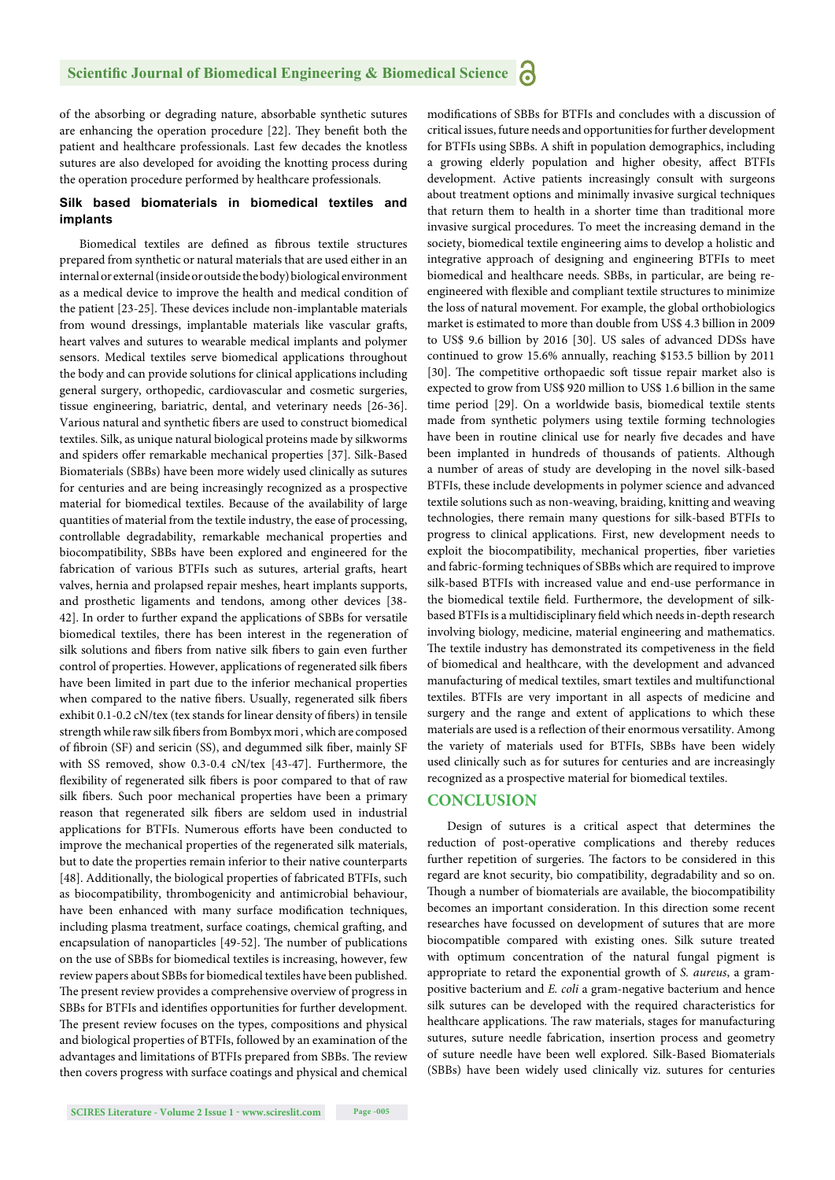of the absorbing or degrading nature, absorbable synthetic sutures are enhancing the operation procedure [22]. They benefit both the patient and healthcare professionals. Last few decades the knotless sutures are also developed for avoiding the knotting process during the operation procedure performed by healthcare professionals.

### Silk based biomaterials in biomedical textiles and implants

Biomedical textiles are defined as fibrous textile structures prepared from synthetic or natural materials that are used either in an internal or external (inside or outside the body) biological environment as a medical device to improve the health and medical condition of the patient [23-25]. These devices include non-implantable materials from wound dressings, implantable materials like vascular grafts, heart valves and sutures to wearable medical implants and polymer sensors. Medical textiles serve biomedical applications throughout the body and can provide solutions for clinical applications including general surgery, orthopedic, cardiovascular and cosmetic surgeries, tissue engineering, bariatric, dental, and veterinary needs [26-36]. Various natural and synthetic fibers are used to construct biomedical textiles. Silk, as unique natural biological proteins made by silkworms and spiders offer remarkable mechanical properties [37]. Silk-Based Biomaterials (SBBs) have been more widely used clinically as sutures for centuries and are being increasingly recognized as a prospective material for biomedical textiles. Because of the availability of large quantities of material from the textile industry, the ease of processing, controllable degradability, remarkable mechanical properties and biocompatibility, SBBs have been explored and engineered for the fabrication of various BTFIs such as sutures, arterial grafts, heart valves, hernia and prolapsed repair meshes, heart implants supports, and prosthetic ligaments and tendons, among other devices [38-42]. In order to further expand the applications of SBBs for versatile biomedical textiles, there has been interest in the regeneration of silk solutions and fibers from native silk fibers to gain even further control of properties. However, applications of regenerated silk fibers have been limited in part due to the inferior mechanical properties when compared to the native fibers. Usually, regenerated silk fibers exhibit 0.1-0.2 cN/tex (tex stands for linear density of fibers) in tensile strength while raw silk fibers from Bombyx mori , which are composed of fibroin (SF) and sericin (SS), and degummed silk fiber, mainly SF with SS removed, show 0.3-0.4 cN/tex [43-47]. Furthermore, the flexibility of regenerated silk fibers is poor compared to that of raw silk fibers. Such poor mechanical properties have been a primary reason that regenerated silk fibers are seldom used in industrial applications for BTFIs. Numerous efforts have been conducted to improve the mechanical properties of the regenerated silk materials, but to date the properties remain inferior to their native counterparts [48]. Additionally, the biological properties of fabricated BTFIs, such as biocompatibility, thrombogenicity and antimicrobial behaviour, have been enhanced with many surface modification techniques, including plasma treatment, surface coatings, chemical grafting, and encapsulation of nanoparticles [49-52]. The number of publications on the use of SBBs for biomedical textiles is increasing, however, few review papers about SBBs for biomedical textiles have been published. The present review provides a comprehensive overview of progress in SBBs for BTFIs and identifies opportunities for further development. The present review focuses on the types, compositions and physical and biological properties of BTFIs, followed by an examination of the advantages and limitations of BTFIs prepared from SBBs. The review then covers progress with surface coatings and physical and chemical modifications of SBBs for BTFIs and concludes with a discussion of critical issues, future needs and opportunities for further development for BTFIs using SBBs. A shift in population demographics, including a growing elderly population and higher obesity, affect BTFIs development. Active patients increasingly consult with surgeons about treatment options and minimally invasive surgical techniques that return them to health in a shorter time than traditional more invasive surgical procedures. To meet the increasing demand in the society, biomedical textile engineering aims to develop a holistic and integrative approach of designing and engineering BTFIs to meet biomedical and healthcare needs. SBBs, in particular, are being re-engineered with flexible and compliant textile structures to minimize the loss of natural movement. For example, the global orthobiologics market is estimated to more than double from US$ 4.3 billion in 2009 to US$ 9.6 billion by 2016 [30]. US sales of advanced DDSs have continued to grow 15.6% annually, reaching $153.5 billion by 2011 [30]. The competitive orthopaedic soft tissue repair market also is expected to grow from US$ 920 million to US$ 1.6 billion in the same time period [29]. On a worldwide basis, biomedical textile stents made from synthetic polymers using textile forming technologies have been in routine clinical use for nearly five decades and have been implanted in hundreds of thousands of patients. Although a number of areas of study are developing in the novel silk-based BTFIs, these include developments in polymer science and advanced textile solutions such as non-weaving, braiding, knitting and weaving technologies, there remain many questions for silk-based BTFIs to progress to clinical applications. First, new development needs to exploit the biocompatibility, mechanical properties, fiber varieties and fabric-forming techniques of SBBs which are required to improve silk-based BTFIs with increased value and end-use performance in the biomedical textile field. Furthermore, the development of silk-based BTFIs is a multidisciplinary field which needs in-depth research involving biology, medicine, material engineering and mathematics. The textile industry has demonstrated its competiveness in the field of biomedical and healthcare, with the development and advanced manufacturing of medical textiles, smart textiles and multifunctional textiles. BTFIs are very important in all aspects of medicine and surgery and the range and extent of applications to which these materials are used is a reflection of their enormous versatility. Among the variety of materials used for BTFIs, SBBs have been widely used clinically such as for sutures for centuries and are increasingly recognized as a prospective material for biomedical textiles.

## CONCLUSION

Design of sutures is a critical aspect that determines the reduction of post-operative complications and thereby reduces further repetition of surgeries. The factors to be considered in this regard are knot security, bio compatibility, degradability and so on. Though a number of biomaterials are available, the biocompatibility becomes an important consideration. In this direction some recent researches have focussed on development of sutures that are more biocompatible compared with existing ones. Silk suture treated with optimum concentration of the natural fungal pigment is appropriate to retard the exponential growth of *S. aureus*, a gram-positive bacterium and *E. coli* a gram-negative bacterium and hence silk sutures can be developed with the required characteristics for healthcare applications. The raw materials, stages for manufacturing sutures, suture needle fabrication, insertion process and geometry of suture needle have been well explored. Silk-Based Biomaterials (SBBs) have been widely used clinically viz. sutures for centuries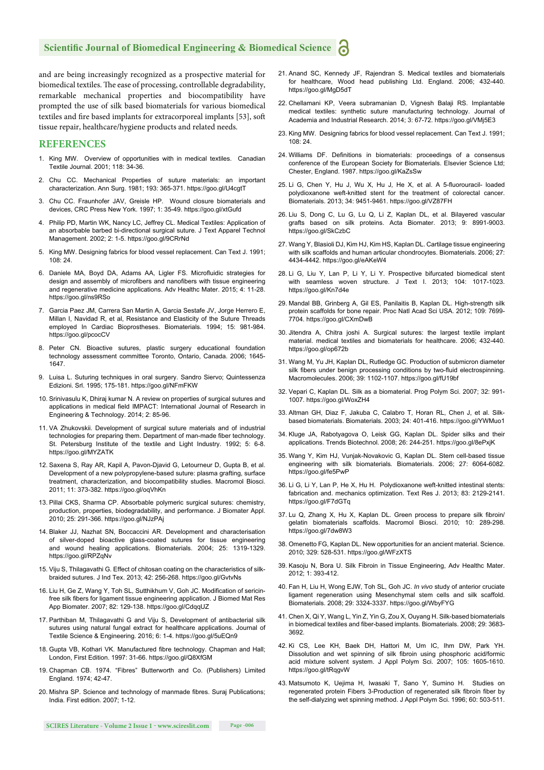and are being increasingly recognized as a prospective material for biomedical textiles. The ease of processing, controllable degradability, remarkable mechanical properties and biocompatibility have prompted the use of silk based biomaterials for various biomedical textiles and fire based implants for extracorporeal implants [53], soft tissue repair, healthcare/hygiene products and related needs.

## REFERENCES

1. King MW. Overview of opportunities with in medical textiles. Canadian Textile Journal. 2001; 118: 34-36.
2. Chu CC. Mechanical Properties of suture materials: an important characterization. Ann Surg. 1981; 193: 365-371. https://goo.gl/U4cgtT
3. Chu CC. Fraunhofer JAV, Greisle HP. Wound closure biomaterials and devices, CRC Press New York. 1997; 1: 35-49. https://goo.gl/xtGufd
4. Philip PD, Martin WK, Nancy LC, Jeffrey CL. Medical Textiles: Application of an absorbable barbed bi-directional surgical suture. J Text Apparel Technol Management. 2002; 2: 1-5. https://goo.gl/9CRrNd
5. King MW. Designing fabrics for blood vessel replacement. Can Text J. 1991; 108: 24.
6. Daniele MA, Boyd DA, Adams AA, Ligler FS. Microfluidic strategies for design and assembly of microfibers and nanofibers with tissue engineering and regenerative medicine applications. Adv Healthc Mater. 2015; 4: 11-28. https://goo.gl/ns9RSo
7. Garcia Paez JM, Carrera San Martin A, Garcia Sestafe JV, Jorge Herrero E, Millan I, Navidad R, et al, Resistance and Elasticity of the Suture Threads employed In Cardiac Bioprostheses. Biomaterials. 1994; 15: 981-984. https://goo.gl/pcocCV
8. Peter CN. Bioactive sutures, plastic surgery educational foundation technology assessment committee Toronto, Ontario, Canada. 2006; 1645-1647.
9. Luisa L. Suturing techniques in oral surgery. Sandro Siervo; Quintessenza Edizioni. Srl. 1995; 175-181. https://goo.gl/NFmFKW
10. Srinivasulu K, Dhiraj kumar N. A review on properties of surgical sutures and applications in medical field IMPACT: International Journal of Research in Engineering & Technology. 2014; 2: 85-96.
11. VA Zhukovskii. Development of surgical suture materials and of industrial technologies for preparing them. Department of man-made fiber technology. St. Petersburg Institute of the textile and Light Industry. 1992; 5: 6-8. https://goo.gl/MYZATK
12. Saxena S, Ray AR, Kapil A, Pavon-Djavid G, Letourneur D, Gupta B, et al. Development of a new polypropylene-based suture: plasma grafting, surface treatment, characterization, and biocompatibility studies. Macromol Biosci. 2011; 11: 373-382. https://goo.gl/oqVhKn
13. Pillai CKS, Sharma CP. Absorbable polymeric surgical sutures: chemistry, production, properties, biodegradability, and performance. J Biomater Appl. 2010; 25: 291-366. https://goo.gl/NJzPAj
14. Blaker JJ, Nazhat SN, Boccaccini AR. Development and characterisation of silver-doped bioactive glass-coated sutures for tissue engineering and wound healing applications. Biomaterials. 2004; 25: 1319-1329. https://goo.gl/RPZqNv
15. Viju S, Thilagavathi G. Effect of chitosan coating on the characteristics of silk-braided sutures. J Ind Tex. 2013; 42: 256-268. https://goo.gl/GvtvNs
16. Liu H, Ge Z, Wang Y, Toh SL, Sutthikhum V, Goh JC. Modification of sericin-free silk fibers for ligament tissue engineering application. J Biomed Mat Res App Biomater. 2007; 82: 129-138. https://goo.gl/CdqqUZ
17. Parthiban M, Thilagavathi G and Viju S, Development of antibacterial silk sutures using natural fungal extract for healthcare applications. Journal of Textile Science & Engineering. 2016; 6: 1-4. https://goo.gl/5uEQn9
18. Gupta VB, Kothari VK. Manufactured fibre technology. Chapman and Hall; London, First Edition. 1997: 31-66. https://goo.gl/Q8XfGM
19. Chapman CB. 1974. "Fibres" Butterworth and Co. (Publishers) Limited England. 1974; 42-47.
20. Mishra SP. Science and technology of manmade fibres. Suraj Publications; India. First edition. 2007; 1-12.
21. Anand SC, Kennedy JF, Rajendran S. Medical textiles and biomaterials for healthcare, Wood head publishing Ltd. England. 2006; 432-440. https://goo.gl/MgD5dT
22. Chellamani KP, Veera subramanian D, Vignesh Balaji RS. Implantable medical textiles: synthetic suture manufacturing technology. Journal of Academia and Industrial Research. 2014; 3: 67-72. https://goo.gl/VMj5E3
23. King MW. Designing fabrics for blood vessel replacement. Can Text J. 1991; 108: 24.
24. Williams DF. Definitions in biomaterials: proceedings of a consensus conference of the European Society for Biomaterials. Elsevier Science Ltd; Chester, England. 1987. https://goo.gl/KaZsSw
25. Li G, Chen Y, Hu J, Wu X, Hu J, He X, et al. A 5-fluorouracil- loaded polydioxanone weft-knitted stent for the treatment of colorectal cancer. Biomaterials. 2013; 34: 9451-9461. https://goo.gl/VZ87FH
26. Liu S, Dong C, Lu G, Lu Q, Li Z, Kaplan DL, et al. Bilayered vascular grafts based on silk proteins. Acta Biomater. 2013; 9: 8991-9003. https://goo.gl/SkCzbC
27. Wang Y, Blasioli DJ, Kim HJ, Kim HS, Kaplan DL. Cartilage tissue engineering with silk scaffolds and human articular chondrocytes. Biomaterials. 2006; 27: 4434-4442. https://goo.gl/eAKeW4
28. Li G, Liu Y, Lan P, Li Y, Li Y. Prospective bifurcated biomedical stent with seamless woven structure. J Text I. 2013; 104: 1017-1023. https://goo.gl/Kn7d4e
29. Mandal BB, Grinberg A, Gil ES, Panilaitis B, Kaplan DL. High-strength silk protein scaffolds for bone repair. Proc Natl Acad Sci USA. 2012; 109: 7699-7704. https://goo.gl/CXmDwB
30. Jitendra A, Chitra joshi A. Surgical sutures: the largest textile implant material. medical textiles and biomaterials for healthcare. 2006; 432-440. https://goo.gl/op672b
31. Wang M, Yu JH, Kaplan DL, Rutledge GC. Production of submicron diameter silk fibers under benign processing conditions by two-fluid electrospinning. Macromolecules. 2006; 39: 1102-1107. https://goo.gl/fU19bf
32. Vepari C, Kaplan DL. Silk as a biomaterial. Prog Polym Sci. 2007; 32: 991-1007. https://goo.gl/WoxZH4
33. Altman GH, Diaz F, Jakuba C, Calabro T, Horan RL, Chen J, et al. Silk-based biomaterials. Biomaterials. 2003; 24: 401-416. https://goo.gl/YWMuo1
34. Kluge JA, Rabotyagova O, Leisk GG, Kaplan DL. Spider silks and their applications. Trends Biotechnol. 2008; 26: 244-251. https://goo.gl/8ePxjK
35. Wang Y, Kim HJ, Vunjak-Novakovic G, Kaplan DL. Stem cell-based tissue engineering with silk biomaterials. Biomaterials. 2006; 27: 6064-6082. https://goo.gl/fe5PwP
36. Li G, Li Y, Lan P, He X, Hu H. Polydioxanone weft-knitted intestinal stents: fabrication and. mechanics optimization. Text Res J. 2013; 83: 2129-2141. https://goo.gl/F7dGTq
37. Lu Q, Zhang X, Hu X, Kaplan DL. Green process to prepare silk fibroin/gelatin biomaterials scaffolds. Macromol Biosci. 2010; 10: 289-298. https://goo.gl/7dw8W3
38. Omenetto FG, Kaplan DL. New opportunities for an ancient material. Science. 2010; 329: 528-531. https://goo.gl/WFzXTS
39. Kasoju N, Bora U. Silk Fibroin in Tissue Engineering, Adv Healthc Mater. 2012; 1: 393-412.
40. Fan H, Liu H, Wong EJW, Toh SL, Goh JC. *In vivo* study of anterior cruciate ligament regeneration using Mesenchymal stem cells and silk scaffold. Biomaterials. 2008; 29: 3324-3337. https://goo.gl/WbyFYG
41. Chen X, Qi Y, Wang L, Yin Z, Yin G, Zou X, Ouyang H. Silk-based biomaterials in biomedical textiles and fiber-based implants. Biomaterials. 2008; 29: 3683-3692.
42. Ki CS, Lee KH, Baek DH, Hattori M, Um IC, Ihm DW, Park YH. Dissolution and wet spinning of silk fibroin using phosphoric acid/formic acid mixture solvent system. J Appl Polym Sci. 2007; 105: 1605-1610. https://goo.gl/tRqgvW
43. Matsumoto K, Uejima H, Iwasaki T, Sano Y, Sumino H. Studies on regenerated protein Fibers 3-Production of regenerated silk fibroin fiber by the self-dialyzing wet spinning method. J Appl Polym Sci. 1996; 60: 503-511.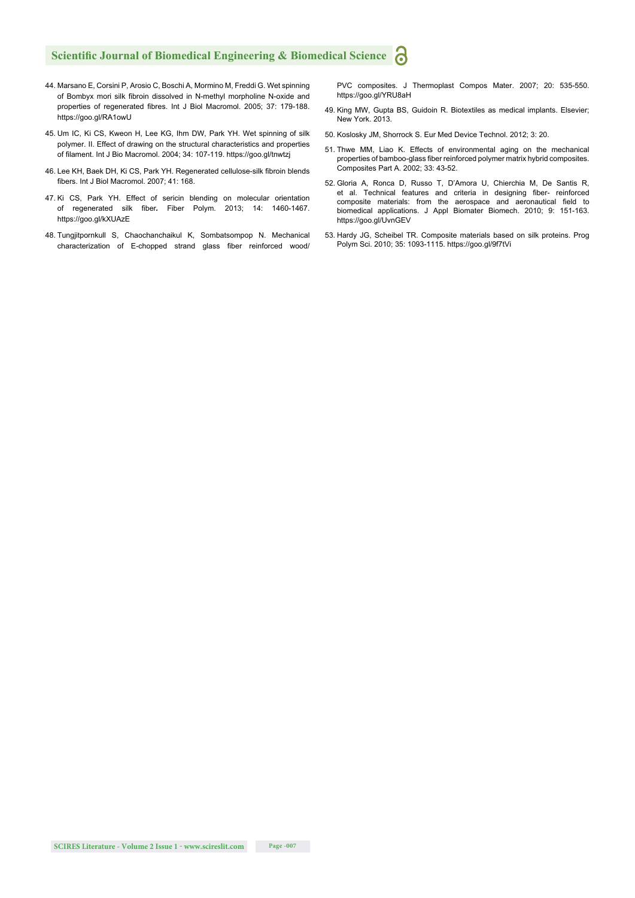44. Marsano E, Corsini P, Arosio C, Boschi A, Mormino M, Freddi G. Wet spinning of Bombyx mori silk fibroin dissolved in N-methyl morpholine N-oxide and properties of regenerated fibres. Int J Biol Macromol. 2005; 37: 179-188. https://goo.gl/RA1owU

45. Um IC, Ki CS, Kweon H, Lee KG, Ihm DW, Park YH. Wet spinning of silk polymer. II. Effect of drawing on the structural characteristics and properties of filament. Int J Bio Macromol. 2004; 34: 107-119. https://goo.gl/tnwtzj

46. Lee KH, Baek DH, Ki CS, Park YH. Regenerated cellulose-silk fibroin blends fibers. Int J Biol Macromol. 2007; 41: 168.

47. Ki CS, Park YH. Effect of sericin blending on molecular orientation of regenerated silk fiber. Fiber Polym. 2013; 14: 1460-1467. https://goo.gl/kXUAzE

48. Tungjitpornkull S, Chaochanchaikul K, Sombatsompop N. Mechanical characterization of E-chopped strand glass fiber reinforced wood/PVC composites. J Thermoplast Compos Mater. 2007; 20: 535-550. https://goo.gl/YRU8aH

49. King MW, Gupta BS, Guidoin R. Biotextiles as medical implants. Elsevier; New York. 2013.

50. Koslosky JM, Shorrock S. Eur Med Device Technol. 2012; 3: 20.

51. Thwe MM, Liao K. Effects of environmental aging on the mechanical properties of bamboo-glass fiber reinforced polymer matrix hybrid composites. Composites Part A. 2002; 33: 43-52.

52. Gloria A, Ronca D, Russo T, D'Amora U, Chierchia M, De Santis R, et al. Technical features and criteria in designing fiber- reinforced composite materials: from the aerospace and aeronautical field to biomedical applications. J Appl Biomater Biomech. 2010; 9: 151-163. https://goo.gl/UvnGEV

53. Hardy JG, Scheibel TR. Composite materials based on silk proteins. Prog Polym Sci. 2010; 35: 1093-1115. https://goo.gl/9f7tVi